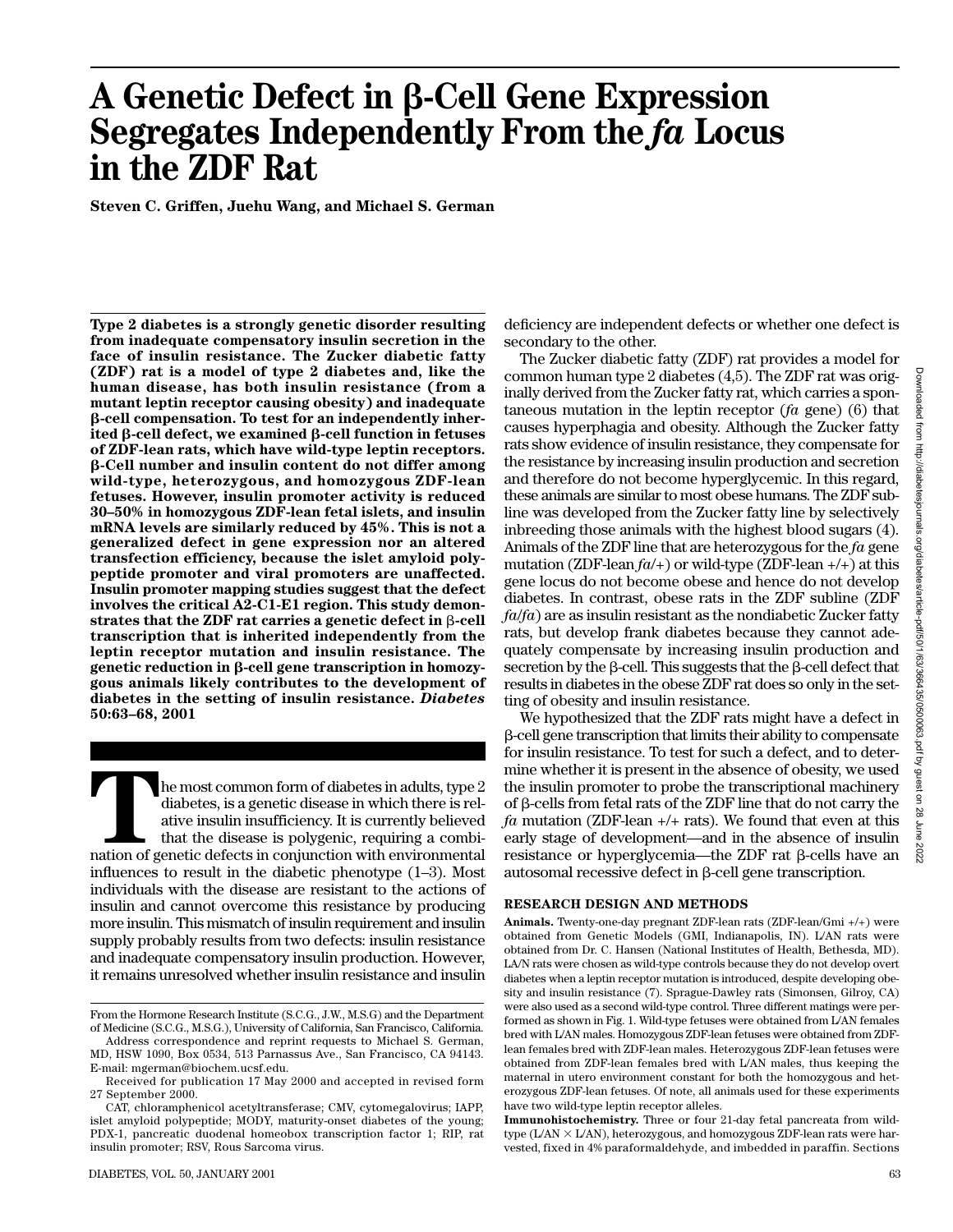# A Genetic Defect in β-Cell Gene Expression Segregates Independently From the *fa* Locus in the ZDF Rat

**Steven C. Griffen, Juehu Wang, and Michael S. German**

**Type 2 diabetes is a strongly genetic disorder resulting from inadequate compensatory insulin secretion in the face of insulin resistance. The Zucker diabetic fatty (ZDF) rat is a model of type 2 diabetes and, like the human disease, has both insulin resistance (from a mutant leptin receptor causing obesity) and inadequate β-cell compensation. To test for an independently inherited β-cell defect, we examined β-cell function in fetuses of ZDF-lean rats, which have wild-type leptin receptors. β-Cell number and insulin content do not differ among wild-type, heterozygous, and homozygous ZDF-lean fetuses. However, insulin promoter activity is reduced 30–50% in homozygous ZDF-lean fetal islets, and insulin mRNA levels are similarly reduced by 45%. This is not a generalized defect in gene expression nor an altered transfection efficiency, because the islet amyloid polypeptide promoter and viral promoters are unaffected. Insulin promoter mapping studies suggest that the defect involves the critical A2-C1-E1 region. This study demonstrates that the ZDF rat carries a genetic defect in β-cell transcription that is inherited independently from the leptin receptor mutation and insulin resistance. The genetic reduction in β-cell gene transcription in homozygous animals likely contributes to the development of diabetes in the setting of insulin resistance.** ***Diabetes*** **50:63–68, 2001**

The most common form of diabetes in adults, type 2 diabetes, is a genetic disease in which there is relative insulin insufficiency. It is currently believed that the disease is polygenic, requiring a combination of genetic defects in conjunction with environmental influences to result in the diabetic phenotype (1–3). Most individuals with the disease are resistant to the actions of insulin and cannot overcome this resistance by producing more insulin. This mismatch of insulin requirement and insulin supply probably results from two defects: insulin resistance and inadequate compensatory insulin production. However, it remains unresolved whether insulin resistance and insulin deficiency are independent defects or whether one defect is secondary to the other.

The Zucker diabetic fatty (ZDF) rat provides a model for common human type 2 diabetes (4,5). The ZDF rat was originally derived from the Zucker fatty rat, which carries a spontaneous mutation in the leptin receptor (*fa* gene) (6) that causes hyperphagia and obesity. Although the Zucker fatty rats show evidence of insulin resistance, they compensate for the resistance by increasing insulin production and secretion and therefore do not become hyperglycemic. In this regard, these animals are similar to most obese humans. The ZDF subline was developed from the Zucker fatty line by selectively inbreeding those animals with the highest blood sugars (4). Animals of the ZDF line that are heterozygous for the *fa* gene mutation (ZDF-lean *fa*/+) or wild-type (ZDF-lean +/+) at this gene locus do not become obese and hence do not develop diabetes. In contrast, obese rats in the ZDF subline (ZDF *fa*/*fa*) are as insulin resistant as the nondiabetic Zucker fatty rats, but develop frank diabetes because they cannot adequately compensate by increasing insulin production and secretion by the β-cell. This suggests that the β-cell defect that results in diabetes in the obese ZDF rat does so only in the setting of obesity and insulin resistance.

We hypothesized that the ZDF rats might have a defect in β-cell gene transcription that limits their ability to compensate for insulin resistance. To test for such a defect, and to determine whether it is present in the absence of obesity, we used the insulin promoter to probe the transcriptional machinery of β-cells from fetal rats of the ZDF line that do not carry the *fa* mutation (ZDF-lean +/+ rats). We found that even at this early stage of development—and in the absence of insulin resistance or hyperglycemia—the ZDF rat β-cells have an autosomal recessive defect in β-cell gene transcription.

## RESEARCH DESIGN AND METHODS

**Animals.** Twenty-one-day pregnant ZDF-lean rats (ZDF-lean/Gmi +/+) were obtained from Genetic Models (GMI, Indianapolis, IN). L/AN rats were obtained from Dr. C. Hansen (National Institutes of Health, Bethesda, MD). LA/N rats were chosen as wild-type controls because they do not develop overt diabetes when a leptin receptor mutation is introduced, despite developing obesity and insulin resistance (7). Sprague-Dawley rats (Simonsen, Gilroy, CA) were also used as a second wild-type control. Three different matings were performed as shown in Fig. 1. Wild-type fetuses were obtained from L/AN females bred with L/AN males. Homozygous ZDF-lean fetuses were obtained from ZDF-lean females bred with ZDF-lean males. Heterozygous ZDF-lean fetuses were obtained from ZDF-lean females bred with L/AN males, thus keeping the maternal in utero environment constant for both the homozygous and heterozygous ZDF-lean fetuses. Of note, all animals used for these experiments have two wild-type leptin receptor alleles.

**Immunohistochemistry.** Three or four 21-day fetal pancreata from wild-type (L/AN × L/AN), heterozygous, and homozygous ZDF-lean rats were harvested, fixed in 4% paraformaldehyde, and imbedded in paraffin. Sections

From the Hormone Research Institute (S.C.G., J.W., M.S.G) and the Department of Medicine (S.C.G., M.S.G.), University of California, San Francisco, California.

Address correspondence and reprint requests to Michael S. German, MD, HSW 1090, Box 0534, 513 Parnassus Ave., San Francisco, CA 94143. E-mail: mgerman@biochem.ucsf.edu.

Received for publication 17 May 2000 and accepted in revised form 27 September 2000.

CAT, chloramphenicol acetyltransferase; CMV, cytomegalovirus; IAPP, islet amyloid polypeptide; MODY, maturity-onset diabetes of the young; PDX-1, pancreatic duodenal homeobox transcription factor 1; RIP, rat insulin promoter; RSV, Rous Sarcoma virus.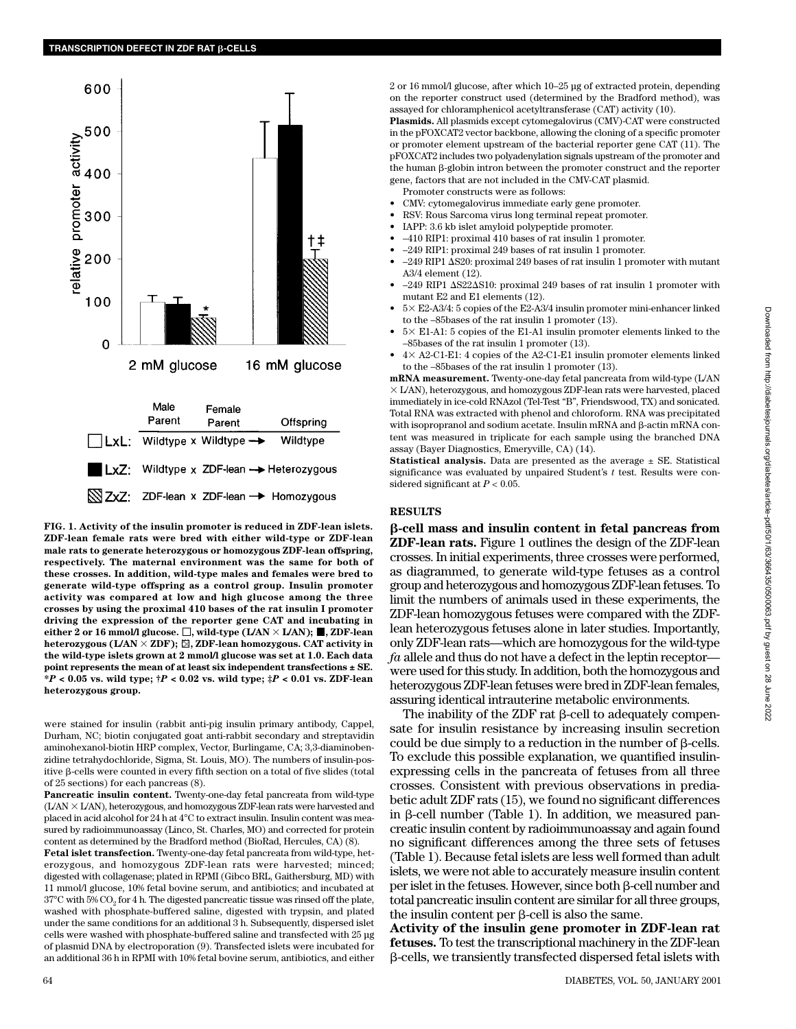FIG. 1. Activity of the insulin promoter is reduced in ZDF-lean islets. ZDF-lean female rats were bred with either wild-type or ZDF-lean male rats to generate heterozygous or homozygous ZDF-lean offspring, respectively. The maternal environment was the same for both of these crosses. In addition, wild-type males and females were bred to generate wild-type offspring as a control group. Insulin promoter activity was compared at low and high glucose among the three crosses by using the proximal 410 bases of the rat insulin I promoter driving the expression of the reporter gene CAT and incubating in either 2 or 16 mmol/l glucose. □, wild-type (L/AN × L/AN); ■, ZDF-lean heterozygous (L/AN × ZDF); ▨, ZDF-lean homozygous. CAT activity in the wild-type islets grown at 2 mmol/l glucose was set at 1.0. Each data point represents the mean of at least six independent transfections ± SE. \*$P < 0.05$ vs. wild type; †$P < 0.02$ vs. wild type; ‡$P < 0.01$ vs. ZDF-lean heterozygous group.

were stained for insulin (rabbit anti-pig insulin primary antibody, Cappel, Durham, NC; biotin conjugated goat anti-rabbit secondary and streptavidin aminohexanol-biotin HRP complex, Vector, Burlingame, CA; 3,3-diaminobenzidine tetrahydochloride, Sigma, St. Louis, MO). The numbers of insulin-positive β-cells were counted in every fifth section on a total of five slides (total of 25 sections) for each pancreas (8).

**Pancreatic insulin content.** Twenty-one-day fetal pancreata from wild-type (L/AN × L/AN), heterozygous, and homozygous ZDF-lean rats were harvested and placed in acid alcohol for 24 h at 4°C to extract insulin. Insulin content was measured by radioimmunoassay (Linco, St. Charles, MO) and corrected for protein content as determined by the Bradford method (BioRad, Hercules, CA) (8).

**Fetal islet transfection.** Twenty-one-day fetal pancreata from wild-type, heterozygous, and homozygous ZDF-lean rats were harvested; minced; digested with collagenase; plated in RPMI (Gibco BRL, Gaithersburg, MD) with 11 mmol/l glucose, 10% fetal bovine serum, and antibiotics; and incubated at 37°C with 5% $CO_2$ for 4 h. The digested pancreatic tissue was rinsed off the plate, washed with phosphate-buffered saline, digested with trypsin, and plated under the same conditions for an additional 3 h. Subsequently, dispersed islet cells were washed with phosphate-buffered saline and transfected with 25 μg of plasmid DNA by electroporation (9). Transfected islets were incubated for an additional 36 h in RPMI with 10% fetal bovine serum, antibiotics, and either 2 or 16 mmol/l glucose, after which 10–25 μg of extracted protein, depending on the reporter construct used (determined by the Bradford method), was assayed for chloramphenicol acetyltransferase (CAT) activity (10).

**Plasmids.** All plasmids except cytomegalovirus (CMV)-CAT were constructed in the pFOXCAT2 vector backbone, allowing the cloning of a specific promoter or promoter element upstream of the bacterial reporter gene CAT (11). The pFOXCAT2 includes two polyadenylation signals upstream of the promoter and the human β-globin intron between the promoter construct and the reporter gene, factors that are not included in the CMV-CAT plasmid.

Promoter constructs were as follows:

- CMV: cytomegalovirus immediate early gene promoter.
- RSV: Rous Sarcoma virus long terminal repeat promoter.
- IAPP: 3.6 kb islet amyloid polypeptide promoter.
- –410 RIP1: proximal 410 bases of rat insulin 1 promoter.
- –249 RIP1: proximal 249 bases of rat insulin 1 promoter.
- –249 RIP1 ΔS20: proximal 249 bases of rat insulin 1 promoter with mutant A3/4 element (12).
- –249 RIP1 ΔS22ΔS10: proximal 249 bases of rat insulin 1 promoter with mutant E2 and E1 elements (12).
- 5× E2-A3/4: 5 copies of the E2-A3/4 insulin promoter mini-enhancer linked to the –85bases of the rat insulin 1 promoter (13).
- 5× E1-A1: 5 copies of the E1-A1 insulin promoter elements linked to the –85bases of the rat insulin 1 promoter (13).
- 4× A2-C1-E1: 4 copies of the A2-C1-E1 insulin promoter elements linked to the –85bases of the rat insulin 1 promoter (13).

**mRNA measurement.** Twenty-one-day fetal pancreata from wild-type (L/AN × L/AN), heterozygous, and homozygous ZDF-lean rats were harvested, placed immediately in ice-cold RNAzol (Tel-Test "B", Friendswood, TX) and sonicated. Total RNA was extracted with phenol and chloroform. RNA was precipitated with isopropranol and sodium acetate. Insulin mRNA and β-actin mRNA content was measured in triplicate for each sample using the branched DNA assay (Bayer Diagnostics, Emeryville, CA) (14).

**Statistical analysis.** Data are presented as the average ± SE. Statistical significance was evaluated by unpaired Student's $t$ test. Results were considered significant at $P < 0.05$.

## RESULTS

**β-cell mass and insulin content in fetal pancreas from ZDF-lean rats.** Figure 1 outlines the design of the ZDF-lean crosses. In initial experiments, three crosses were performed, as diagrammed, to generate wild-type fetuses as a control group and heterozygous and homozygous ZDF-lean fetuses. To limit the numbers of animals used in these experiments, the ZDF-lean homozygous fetuses were compared with the ZDF-lean heterozygous fetuses alone in later studies. Importantly, only ZDF-lean rats—which are homozygous for the wild-type *fa* allele and thus do not have a defect in the leptin receptor—were used for this study. In addition, both the homozygous and heterozygous ZDF-lean fetuses were bred in ZDF-lean females, assuring identical intrauterine metabolic environments.

The inability of the ZDF rat β-cell to adequately compensate for insulin resistance by increasing insulin secretion could be due simply to a reduction in the number of β-cells. To exclude this possible explanation, we quantified insulin-expressing cells in the pancreata of fetuses from all three crosses. Consistent with previous observations in prediabetic adult ZDF rats (15), we found no significant differences in β-cell number (Table 1). In addition, we measured pancreatic insulin content by radioimmunoassay and again found no significant differences among the three sets of fetuses (Table 1). Because fetal islets are less well formed than adult islets, we were not able to accurately measure insulin content per islet in the fetuses. However, since both β-cell number and total pancreatic insulin content are similar for all three groups, the insulin content per β-cell is also the same.

**Activity of the insulin gene promoter in ZDF-lean rat fetuses.** To test the transcriptional machinery in the ZDF-lean β-cells, we transiently transfected dispersed fetal islets with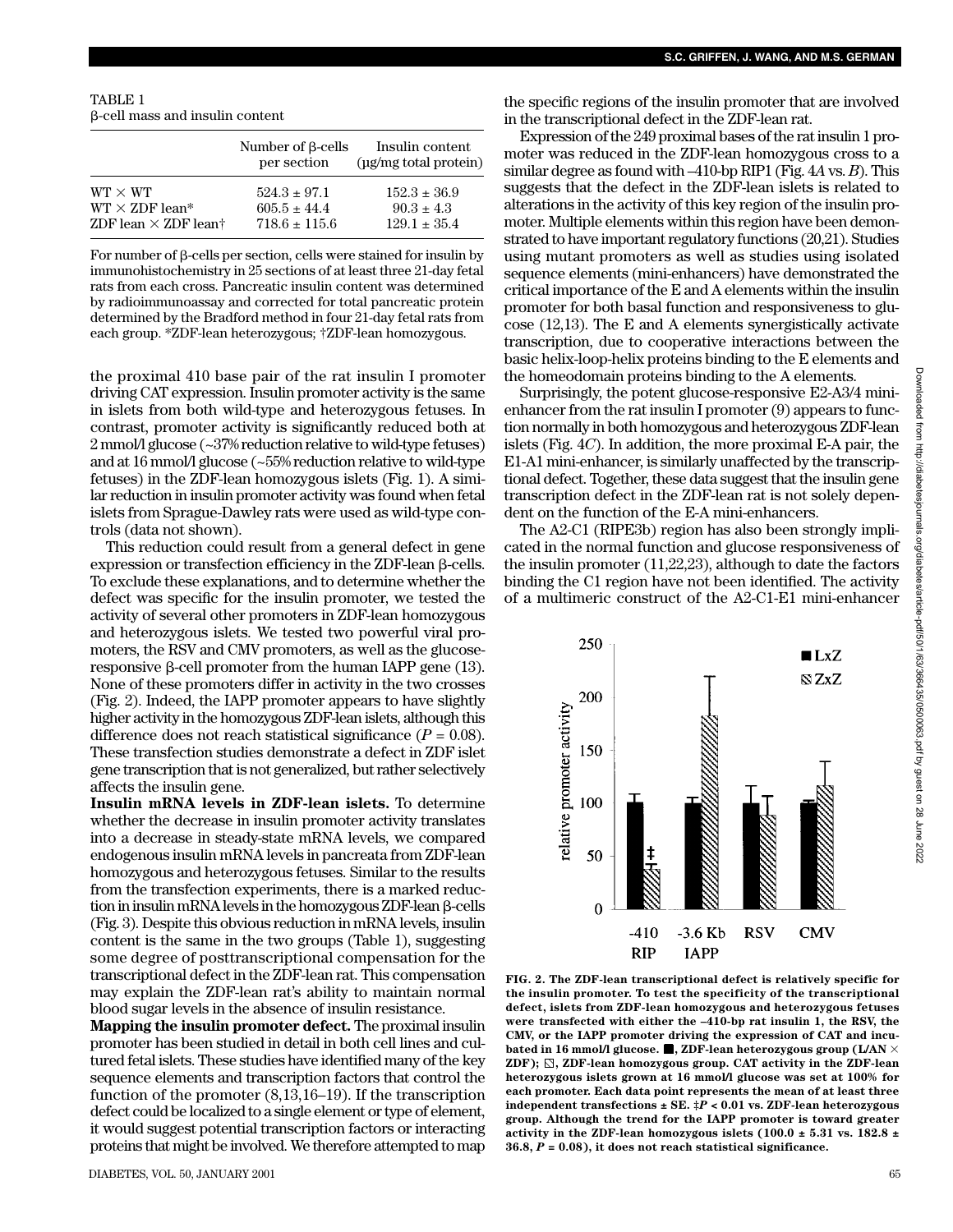TABLE 1
β-cell mass and insulin content

| | Number of β-cells per section | Insulin content (μg/mg total protein) |
|---|---|---|
| WT × WT | 524.3 ± 97.1 | 152.3 ± 36.9 |
| WT × ZDF lean* | 605.5 ± 44.4 | 90.3 ± 4.3 |
| ZDF lean × ZDF lean† | 718.6 ± 115.6 | 129.1 ± 35.4 |

For number of β-cells per section, cells were stained for insulin by immunohistochemistry in 25 sections of at least three 21-day fetal rats from each cross. Pancreatic insulin content was determined by radioimmunoassay and corrected for total pancreatic protein determined by the Bradford method in four 21-day fetal rats from each group. *ZDF-lean heterozygous; †ZDF-lean homozygous.

the proximal 410 base pair of the rat insulin I promoter driving CAT expression. Insulin promoter activity is the same in islets from both wild-type and heterozygous fetuses. In contrast, promoter activity is significantly reduced both at 2 mmol/l glucose (~37% reduction relative to wild-type fetuses) and at 16 mmol/l glucose (~55% reduction relative to wild-type fetuses) in the ZDF-lean homozygous islets (Fig. 1). A similar reduction in insulin promoter activity was found when fetal islets from Sprague-Dawley rats were used as wild-type controls (data not shown).

This reduction could result from a general defect in gene expression or transfection efficiency in the ZDF-lean β-cells. To exclude these explanations, and to determine whether the defect was specific for the insulin promoter, we tested the activity of several other promoters in ZDF-lean homozygous and heterozygous islets. We tested two powerful viral promoters, the RSV and CMV promoters, as well as the glucose-responsive β-cell promoter from the human IAPP gene (13). None of these promoters differ in activity in the two crosses (Fig. 2). Indeed, the IAPP promoter appears to have slightly higher activity in the homozygous ZDF-lean islets, although this difference does not reach statistical significance ($P = 0.08$). These transfection studies demonstrate a defect in ZDF islet gene transcription that is not generalized, but rather selectively affects the insulin gene.

**Insulin mRNA levels in ZDF-lean islets.** To determine whether the decrease in insulin promoter activity translates into a decrease in steady-state mRNA levels, we compared endogenous insulin mRNA levels in pancreata from ZDF-lean homozygous and heterozygous fetuses. Similar to the results from the transfection experiments, there is a marked reduction in insulin mRNA levels in the homozygous ZDF-lean β-cells (Fig. 3). Despite this obvious reduction in mRNA levels, insulin content is the same in the two groups (Table 1), suggesting some degree of posttranscriptional compensation for the transcriptional defect in the ZDF-lean rat. This compensation may explain the ZDF-lean rat's ability to maintain normal blood sugar levels in the absence of insulin resistance.

**Mapping the insulin promoter defect.** The proximal insulin promoter has been studied in detail in both cell lines and cultured fetal islets. These studies have identified many of the key sequence elements and transcription factors that control the function of the promoter (8,13,16–19). If the transcription defect could be localized to a single element or type of element, it would suggest potential transcription factors or interacting proteins that might be involved. We therefore attempted to map the specific regions of the insulin promoter that are involved in the transcriptional defect in the ZDF-lean rat.

Expression of the 249 proximal bases of the rat insulin 1 promoter was reduced in the ZDF-lean homozygous cross to a similar degree as found with –410-bp RIP1 (Fig. 4*A* vs. *B*). This suggests that the defect in the ZDF-lean islets is related to alterations in the activity of this key region of the insulin promoter. Multiple elements within this region have been demonstrated to have important regulatory functions (20,21). Studies using mutant promoters as well as studies using isolated sequence elements (mini-enhancers) have demonstrated the critical importance of the E and A elements within the insulin promoter for both basal function and responsiveness to glucose (12,13). The E and A elements synergistically activate transcription, due to cooperative interactions between the basic helix-loop-helix proteins binding to the E elements and the homeodomain proteins binding to the A elements.

Surprisingly, the potent glucose-responsive E2-A3/4 mini-enhancer from the rat insulin I promoter (9) appears to function normally in both homozygous and heterozygous ZDF-lean islets (Fig. 4*C*). In addition, the more proximal E-A pair, the E1-A1 mini-enhancer, is similarly unaffected by the transcriptional defect. Together, these data suggest that the insulin gene transcription defect in the ZDF-lean rat is not solely dependent on the function of the E-A mini-enhancers.

The A2-C1 (RIPE3b) region has also been strongly implicated in the normal function and glucose responsiveness of the insulin promoter (11,22,23), although to date the factors binding the C1 region have not been identified. The activity of a multimeric construct of the A2-C1-E1 mini-enhancer

**FIG. 2. The ZDF-lean transcriptional defect is relatively specific for the insulin promoter. To test the specificity of the transcriptional defect, islets from ZDF-lean homozygous and heterozygous fetuses were transfected with either the –410-bp rat insulin 1, the RSV, the CMV, or the IAPP promoter driving the expression of CAT and incubated in 16 mmol/l glucose. ■, ZDF-lean heterozygous group (L/AN × ZDF); ▧, ZDF-lean homozygous group. CAT activity in the ZDF-lean heterozygous islets grown at 16 mmol/l glucose was set at 100% for each promoter. Each data point represents the mean of at least three independent transfections ± SE. ‡$P < 0.01$ vs. ZDF-lean heterozygous group. Although the trend for the IAPP promoter is toward greater activity in the ZDF-lean homozygous islets (100.0 ± 5.31 vs. 182.8 ± 36.8, $P = 0.08$), it does not reach statistical significance.**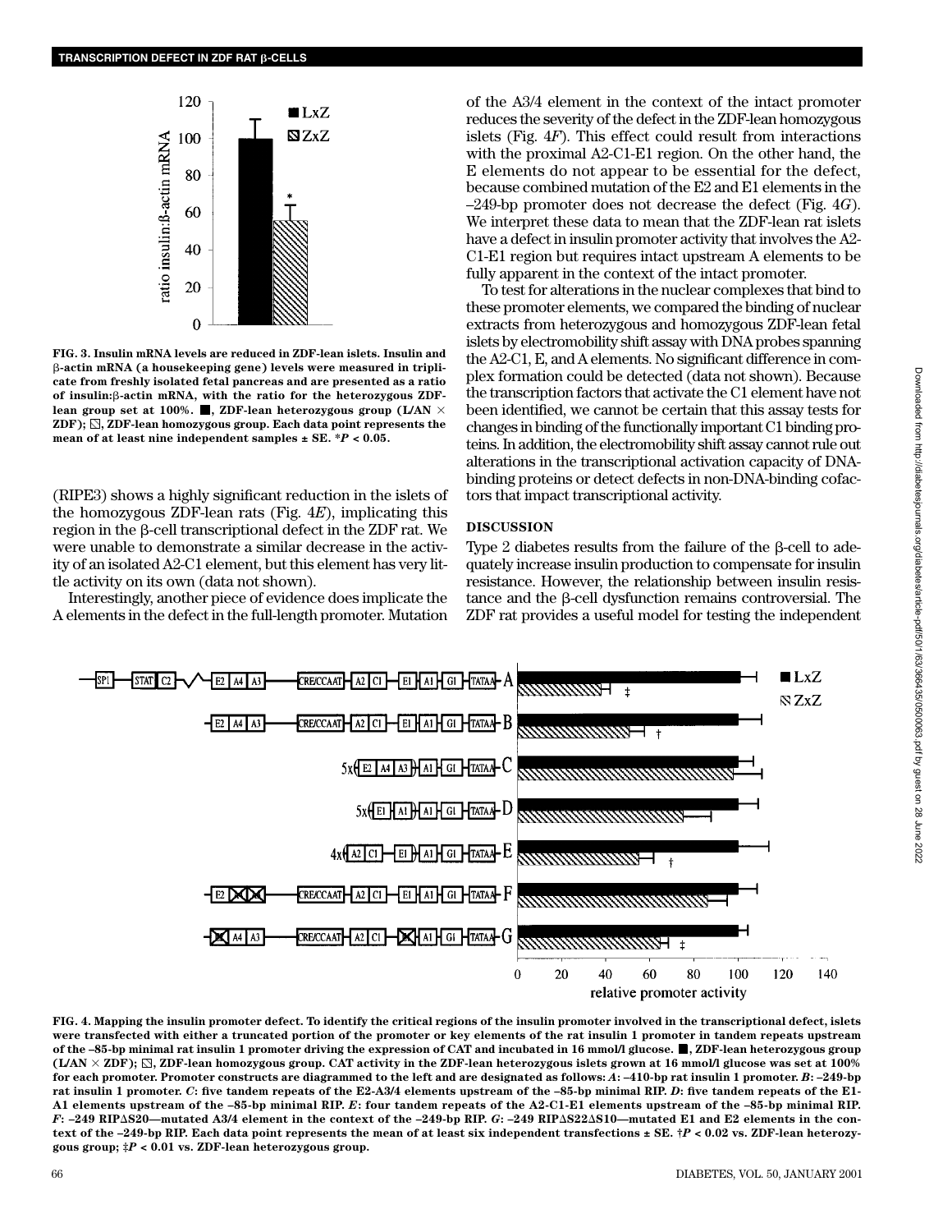FIG. 3. Insulin mRNA levels are reduced in ZDF-lean islets. Insulin and β-actin mRNA (a housekeeping gene) levels were measured in triplicate from freshly isolated fetal pancreas and are presented as a ratio of insulin:β-actin mRNA, with the ratio for the heterozygous ZDF-lean group set at 100%. ■, ZDF-lean heterozygous group (L/AN × ZDF); ▨, ZDF-lean homozygous group. Each data point represents the mean of at least nine independent samples ± SE. \*$P < 0.05$.

(RIPE3) shows a highly significant reduction in the islets of the homozygous ZDF-lean rats (Fig. 4*E*), implicating this region in the β-cell transcriptional defect in the ZDF rat. We were unable to demonstrate a similar decrease in the activity of an isolated A2-C1 element, but this element has very little activity on its own (data not shown).

Interestingly, another piece of evidence does implicate the A elements in the defect in the full-length promoter. Mutation of the A3/4 element in the context of the intact promoter reduces the severity of the defect in the ZDF-lean homozygous islets (Fig. 4*F*). This effect could result from interactions with the proximal A2-C1-E1 region. On the other hand, the E elements do not appear to be essential for the defect, because combined mutation of the E2 and E1 elements in the –249-bp promoter does not decrease the defect (Fig. 4*G*). We interpret these data to mean that the ZDF-lean rat islets have a defect in insulin promoter activity that involves the A2-C1-E1 region but requires intact upstream A elements to be fully apparent in the context of the intact promoter.

To test for alterations in the nuclear complexes that bind to these promoter elements, we compared the binding of nuclear extracts from heterozygous and homozygous ZDF-lean fetal islets by electromobility shift assay with DNA probes spanning the A2-C1, E, and A elements. No significant difference in complex formation could be detected (data not shown). Because the transcription factors that activate the C1 element have not been identified, we cannot be certain that this assay tests for changes in binding of the functionally important C1 binding proteins. In addition, the electromobility shift assay cannot rule out alterations in the transcriptional activation capacity of DNA-binding proteins or detect defects in non-DNA-binding cofactors that impact transcriptional activity.

## DISCUSSION

Type 2 diabetes results from the failure of the β-cell to adequately increase insulin production to compensate for insulin resistance. However, the relationship between insulin resistance and the β-cell dysfunction remains controversial. The ZDF rat provides a useful model for testing the independent

FIG. 4. Mapping the insulin promoter defect. To identify the critical regions of the insulin promoter involved in the transcriptional defect, islets were transfected with either a truncated portion of the promoter or key elements of the rat insulin 1 promoter in tandem repeats upstream of the –85-bp minimal rat insulin 1 promoter driving the expression of CAT and incubated in 16 mmol/l glucose. ■, ZDF-lean heterozygous group (L/AN × ZDF); ▨, ZDF-lean homozygous group. CAT activity in the ZDF-lean heterozygous islets grown at 16 mmol/l glucose was set at 100% for each promoter. Promoter constructs are diagrammed to the left and are designated as follows: *A*: –410-bp rat insulin 1 promoter. *B*: –249-bp rat insulin 1 promoter. *C*: five tandem repeats of the E2-A3/4 elements upstream of the –85-bp minimal RIP. *D*: five tandem repeats of the E1-A1 elements upstream of the –85-bp minimal RIP. *E*: four tandem repeats of the A2-C1-E1 elements upstream of the –85-bp minimal RIP. *F*: –249 RIPΔS20—mutated A3/4 element in the context of the –249-bp RIP. *G*: –249 RIPΔS22ΔS10—mutated E1 and E2 elements in the context of the –249-bp RIP. Each data point represents the mean of at least six independent transfections ± SE. †$P < 0.02$ vs. ZDF-lean heterozygous group; ‡$P < 0.01$ vs. ZDF-lean heterozygous group.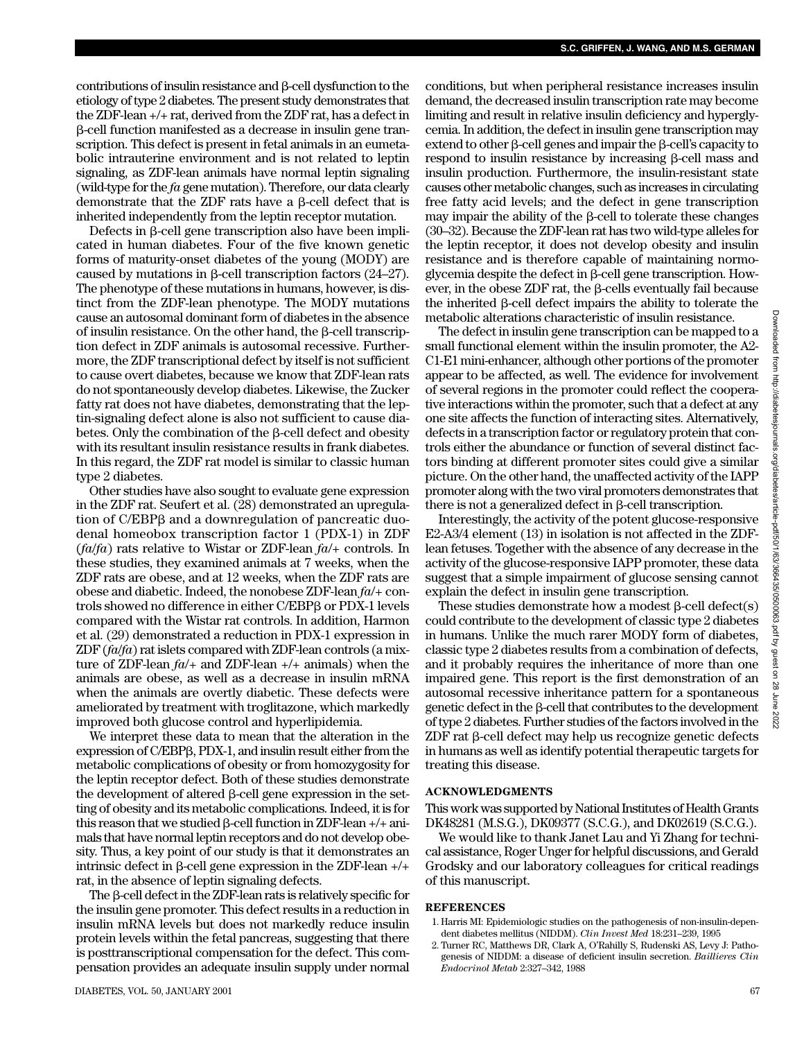contributions of insulin resistance and β-cell dysfunction to the etiology of type 2 diabetes. The present study demonstrates that the ZDF-lean +/+ rat, derived from the ZDF rat, has a defect in β-cell function manifested as a decrease in insulin gene transcription. This defect is present in fetal animals in an eumetabolic intrauterine environment and is not related to leptin signaling, as ZDF-lean animals have normal leptin signaling (wild-type for the *fa* gene mutation). Therefore, our data clearly demonstrate that the ZDF rats have a β-cell defect that is inherited independently from the leptin receptor mutation.

Defects in β-cell gene transcription also have been implicated in human diabetes. Four of the five known genetic forms of maturity-onset diabetes of the young (MODY) are caused by mutations in β-cell transcription factors (24–27). The phenotype of these mutations in humans, however, is distinct from the ZDF-lean phenotype. The MODY mutations cause an autosomal dominant form of diabetes in the absence of insulin resistance. On the other hand, the β-cell transcription defect in ZDF animals is autosomal recessive. Furthermore, the ZDF transcriptional defect by itself is not sufficient to cause overt diabetes, because we know that ZDF-lean rats do not spontaneously develop diabetes. Likewise, the Zucker fatty rat does not have diabetes, demonstrating that the leptin-signaling defect alone is also not sufficient to cause diabetes. Only the combination of the β-cell defect and obesity with its resultant insulin resistance results in frank diabetes. In this regard, the ZDF rat model is similar to classic human type 2 diabetes.

Other studies have also sought to evaluate gene expression in the ZDF rat. Seufert et al. (28) demonstrated an upregulation of C/EBPβ and a downregulation of pancreatic duodenal homeobox transcription factor 1 (PDX-1) in ZDF (*fa/fa*) rats relative to Wistar or ZDF-lean *fa*/+ controls. In these studies, they examined animals at 7 weeks, when the ZDF rats are obese, and at 12 weeks, when the ZDF rats are obese and diabetic. Indeed, the nonobese ZDF-lean *fa*/+ controls showed no difference in either C/EBPβ or PDX-1 levels compared with the Wistar rat controls. In addition, Harmon et al. (29) demonstrated a reduction in PDX-1 expression in ZDF (*fa/fa*) rat islets compared with ZDF-lean controls (a mixture of ZDF-lean *fa*/+ and ZDF-lean +/+ animals) when the animals are obese, as well as a decrease in insulin mRNA when the animals are overtly diabetic. These defects were ameliorated by treatment with troglitazone, which markedly improved both glucose control and hyperlipidemia.

We interpret these data to mean that the alteration in the expression of C/EBPβ, PDX-1, and insulin result either from the metabolic complications of obesity or from homozygosity for the leptin receptor defect. Both of these studies demonstrate the development of altered β-cell gene expression in the setting of obesity and its metabolic complications. Indeed, it is for this reason that we studied β-cell function in ZDF-lean +/+ animals that have normal leptin receptors and do not develop obesity. Thus, a key point of our study is that it demonstrates an intrinsic defect in β-cell gene expression in the ZDF-lean +/+ rat, in the absence of leptin signaling defects.

The β-cell defect in the ZDF-lean rats is relatively specific for the insulin gene promoter. This defect results in a reduction in insulin mRNA levels but does not markedly reduce insulin protein levels within the fetal pancreas, suggesting that there is posttranscriptional compensation for the defect. This compensation provides an adequate insulin supply under normal conditions, but when peripheral resistance increases insulin demand, the decreased insulin transcription rate may become limiting and result in relative insulin deficiency and hyperglycemia. In addition, the defect in insulin gene transcription may extend to other β-cell genes and impair the β-cell's capacity to respond to insulin resistance by increasing β-cell mass and insulin production. Furthermore, the insulin-resistant state causes other metabolic changes, such as increases in circulating free fatty acid levels; and the defect in gene transcription may impair the ability of the β-cell to tolerate these changes (30–32). Because the ZDF-lean rat has two wild-type alleles for the leptin receptor, it does not develop obesity and insulin resistance and is therefore capable of maintaining normoglycemia despite the defect in β-cell gene transcription. However, in the obese ZDF rat, the β-cells eventually fail because the inherited β-cell defect impairs the ability to tolerate the metabolic alterations characteristic of insulin resistance.

The defect in insulin gene transcription can be mapped to a small functional element within the insulin promoter, the A2-C1-E1 mini-enhancer, although other portions of the promoter appear to be affected, as well. The evidence for involvement of several regions in the promoter could reflect the cooperative interactions within the promoter, such that a defect at any one site affects the function of interacting sites. Alternatively, defects in a transcription factor or regulatory protein that controls either the abundance or function of several distinct factors binding at different promoter sites could give a similar picture. On the other hand, the unaffected activity of the IAPP promoter along with the two viral promoters demonstrates that there is not a generalized defect in β-cell transcription.

Interestingly, the activity of the potent glucose-responsive E2-A3/4 element (13) in isolation is not affected in the ZDF-lean fetuses. Together with the absence of any decrease in the activity of the glucose-responsive IAPP promoter, these data suggest that a simple impairment of glucose sensing cannot explain the defect in insulin gene transcription.

These studies demonstrate how a modest β-cell defect(s) could contribute to the development of classic type 2 diabetes in humans. Unlike the much rarer MODY form of diabetes, classic type 2 diabetes results from a combination of defects, and it probably requires the inheritance of more than one impaired gene. This report is the first demonstration of an autosomal recessive inheritance pattern for a spontaneous genetic defect in the β-cell that contributes to the development of type 2 diabetes. Further studies of the factors involved in the ZDF rat β-cell defect may help us recognize genetic defects in humans as well as identify potential therapeutic targets for treating this disease.

## ACKNOWLEDGMENTS

This work was supported by National Institutes of Health Grants DK48281 (M.S.G.), DK09377 (S.C.G.), and DK02619 (S.C.G.).

We would like to thank Janet Lau and Yi Zhang for technical assistance, Roger Unger for helpful discussions, and Gerald Grodsky and our laboratory colleagues for critical readings of this manuscript.

## REFERENCES

1. Harris MI: Epidemiologic studies on the pathogenesis of non-insulin-dependent diabetes mellitus (NIDDM). *Clin Invest Med* 18:231–239, 1995
2. Turner RC, Matthews DR, Clark A, O'Rahilly S, Rudenski AS, Levy J: Pathogenesis of NIDDM: a disease of deficient insulin secretion. *Baillieres Clin Endocrinol Metab* 2:327–342, 1988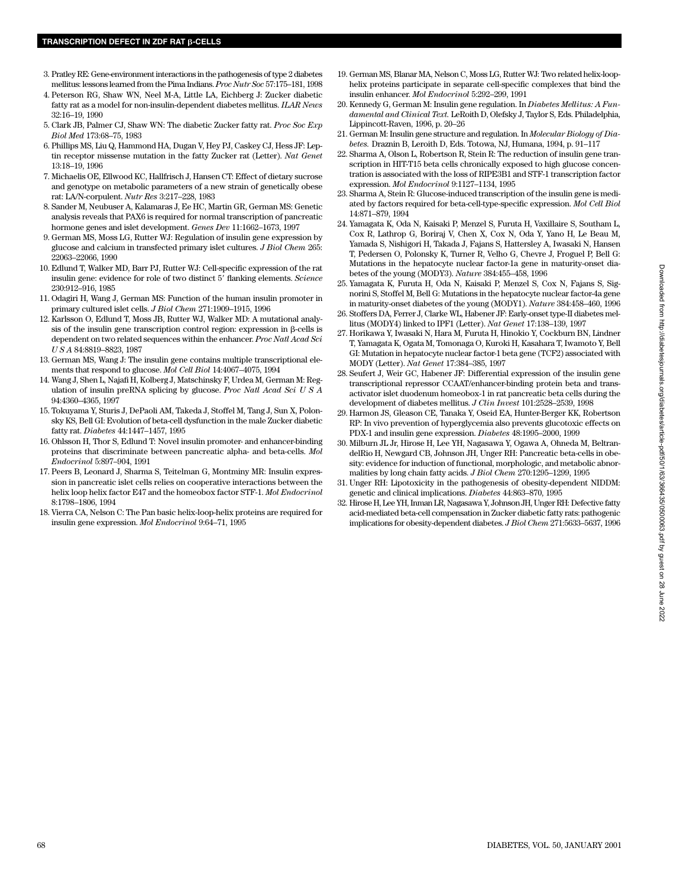3. Pratley RE: Gene-environment interactions in the pathogenesis of type 2 diabetes mellitus: lessons learned from the Pima Indians. *Proc Nutr Soc* 57:175–181, 1998
4. Peterson RG, Shaw WN, Neel M-A, Little LA, Eichberg J: Zucker diabetic fatty rat as a model for non-insulin-dependent diabetes mellitus. *ILAR News* 32:16–19, 1990
5. Clark JB, Palmer CJ, Shaw WN: The diabetic Zucker fatty rat. *Proc Soc Exp Biol Med* 173:68–75, 1983
6. Phillips MS, Liu Q, Hammond HA, Dugan V, Hey PJ, Caskey CJ, Hess JF: Leptin receptor missense mutation in the fatty Zucker rat (Letter). *Nat Genet* 13:18–19, 1996
7. Michaelis OE, Ellwood KC, Hallfrisch J, Hansen CT: Effect of dietary sucrose and genotype on metabolic parameters of a new strain of genetically obese rat: LA/N-corpulent. *Nutr Res* 3:217–228, 1983
8. Sander M, Neubuser A, Kalamaras J, Ee HC, Martin GR, German MS: Genetic analysis reveals that PAX6 is required for normal transcription of pancreatic hormone genes and islet development. *Genes Dev* 11:1662–1673, 1997
9. German MS, Moss LG, Rutter WJ: Regulation of insulin gene expression by glucose and calcium in transfected primary islet cultures. *J Biol Chem* 265: 22063–22066, 1990
10. Edlund T, Walker MD, Barr PJ, Rutter WJ: Cell-specific expression of the rat insulin gene: evidence for role of two distinct 5′ flanking elements. *Science* 230:912–916, 1985
11. Odagiri H, Wang J, German MS: Function of the human insulin promoter in primary cultured islet cells. *J Biol Chem* 271:1909–1915, 1996
12. Karlsson O, Edlund T, Moss JB, Rutter WJ, Walker MD: A mutational analysis of the insulin gene transcription control region: expression in β-cells is dependent on two related sequences within the enhancer. *Proc Natl Acad Sci U S A* 84:8819–8823, 1987
13. German MS, Wang J: The insulin gene contains multiple transcriptional elements that respond to glucose. *Mol Cell Biol* 14:4067–4075, 1994
14. Wang J, Shen L, Najafi H, Kolberg J, Matschinsky F, Urdea M, German M: Regulation of insulin preRNA splicing by glucose. *Proc Natl Acad Sci U S A* 94:4360–4365, 1997
15. Tokuyama Y, Sturis J, DePaoli AM, Takeda J, Stoffel M, Tang J, Sun X, Polonsky KS, Bell GI: Evolution of beta-cell dysfunction in the male Zucker diabetic fatty rat. *Diabetes* 44:1447–1457, 1995
16. Ohlsson H, Thor S, Edlund T: Novel insulin promoter- and enhancer-binding proteins that discriminate between pancreatic alpha- and beta-cells. *Mol Endocrinol* 5:897–904, 1991
17. Peers B, Leonard J, Sharma S, Teitelman G, Montminy MR: Insulin expression in pancreatic islet cells relies on cooperative interactions between the helix loop helix factor E47 and the homeobox factor STF-1. *Mol Endocrinol* 8:1798–1806, 1994
18. Vierra CA, Nelson C: The Pan basic helix-loop-helix proteins are required for insulin gene expression. *Mol Endocrinol* 9:64–71, 1995
19. German MS, Blanar MA, Nelson C, Moss LG, Rutter WJ: Two related helix-loop-helix proteins participate in separate cell-specific complexes that bind the insulin enhancer. *Mol Endocrinol* 5:292–299, 1991
20. Kennedy G, German M: Insulin gene regulation. In *Diabetes Mellitus: A Fundamental and Clinical Text.* LeRoith D, Olefsky J, Taylor S, Eds. Philadelphia, Lippincott-Raven, 1996, p. 20–26
21. German M: Insulin gene structure and regulation. In *Molecular Biology of Diabetes.* Draznin B, Leroith D, Eds. Totowa, NJ, Humana, 1994, p. 91–117
22. Sharma A, Olson L, Robertson R, Stein R: The reduction of insulin gene transcription in HIT-T15 beta cells chronically exposed to high glucose concentration is associated with the loss of RIPE3B1 and STF-1 transcription factor expression. *Mol Endocrinol* 9:1127–1134, 1995
23. Sharma A, Stein R: Glucose-induced transcription of the insulin gene is mediated by factors required for beta-cell-type-specific expression. *Mol Cell Biol* 14:871–879, 1994
24. Yamagata K, Oda N, Kaisaki P, Menzel S, Furuta H, Vaxillaire S, Southam L, Cox R, Lathrop G, Boriraj V, Chen X, Cox N, Oda Y, Yano H, Le Beau M, Yamada S, Nishigori H, Takeda J, Fajans S, Hattersley A, Iwasaki N, Hansen T, Pedersen O, Polonsky K, Turner R, Velho G, Chevre J, Froguel P, Bell G: Mutations in the hepatocyte nuclear factor-1a gene in maturity-onset diabetes of the young (MODY3). *Nature* 384:455–458, 1996
25. Yamagata K, Furuta H, Oda N, Kaisaki P, Menzel S, Cox N, Fajans S, Signorini S, Stoffel M, Bell G: Mutations in the hepatocyte nuclear factor-4a gene in maturity-onset diabetes of the young (MODY1). *Nature* 384:458–460, 1996
26. Stoffers DA, Ferrer J, Clarke WL, Habener JF: Early-onset type-II diabetes mellitus (MODY4) linked to IPF1 (Letter). *Nat Genet* 17:138–139, 1997
27. Horikawa Y, Iwasaki N, Hara M, Furuta H, Hinokio Y, Cockburn BN, Lindner T, Yamagata K, Ogata M, Tomonaga O, Kuroki H, Kasahara T, Iwamoto Y, Bell GI: Mutation in hepatocyte nuclear factor-1 beta gene (TCF2) associated with MODY (Letter). *Nat Genet* 17:384–385, 1997
28. Seufert J, Weir GC, Habener JF: Differential expression of the insulin gene transcriptional repressor CCAAT/enhancer-binding protein beta and transactivator islet duodenum homeobox-1 in rat pancreatic beta cells during the development of diabetes mellitus. *J Clin Invest* 101:2528–2539, 1998
29. Harmon JS, Gleason CE, Tanaka Y, Oseid EA, Hunter-Berger KK, Robertson RP: In vivo prevention of hyperglycemia also prevents glucotoxic effects on PDX-1 and insulin gene expression. *Diabetes* 48:1995–2000, 1999
30. Milburn JL Jr, Hirose H, Lee YH, Nagasawa Y, Ogawa A, Ohneda M, BeltrandelRio H, Newgard CB, Johnson JH, Unger RH: Pancreatic beta-cells in obesity: evidence for induction of functional, morphologic, and metabolic abnormalities by long chain fatty acids. *J Biol Chem* 270:1295–1299, 1995
31. Unger RH: Lipotoxicity in the pathogenesis of obesity-dependent NIDDM: genetic and clinical implications. *Diabetes* 44:863–870, 1995
32. Hirose H, Lee YH, Inman LR, Nagasawa Y, Johnson JH, Unger RH: Defective fatty acid-mediated beta-cell compensation in Zucker diabetic fatty rats: pathogenic implications for obesity-dependent diabetes. *J Biol Chem* 271:5633–5637, 1996